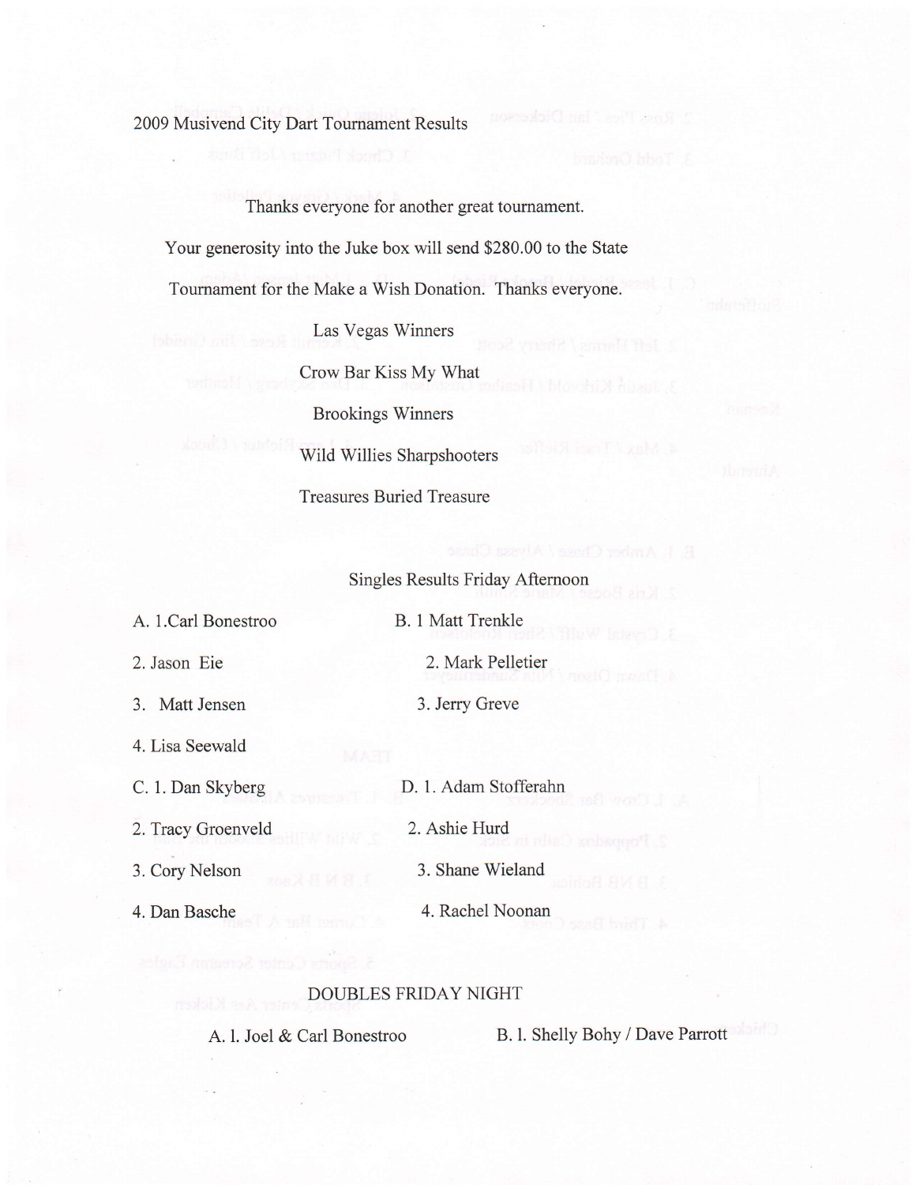# 2009 Musivend City Dart Tournament Results

Thanks everyone for another great tournament.

Your generosity into the Juke box will send $280.00 to the State Tournament for the Make a Wish Donation. Thanks everyone.

Las Vegas Winners

Crow Bar Kiss My What

Brookings Winners

Wild Willies Sharpshooters

Treasures Buried Treasure

## Singles Results Friday Afternoon

A. 1. Carl Bonestroo

2. Jason Eie

3. Matt Jensen

4. Lisa Seewald

B. 1 Matt Trenkle

2. Mark Pelletier

3. Jerry Greve

C. 1. Dan Skyberg

2. Tracy Groenveld

3. Cory Nelson

4. Dan Basche

D. 1. Adam Stofferahn

2. Ashie Hurd

3. Shane Wieland

4. Rachel Noonan

## DOUBLES FRIDAY NIGHT

A. 1. Joel & Carl Bonestroo

B. 1. Shelly Bohy / Dave Parrott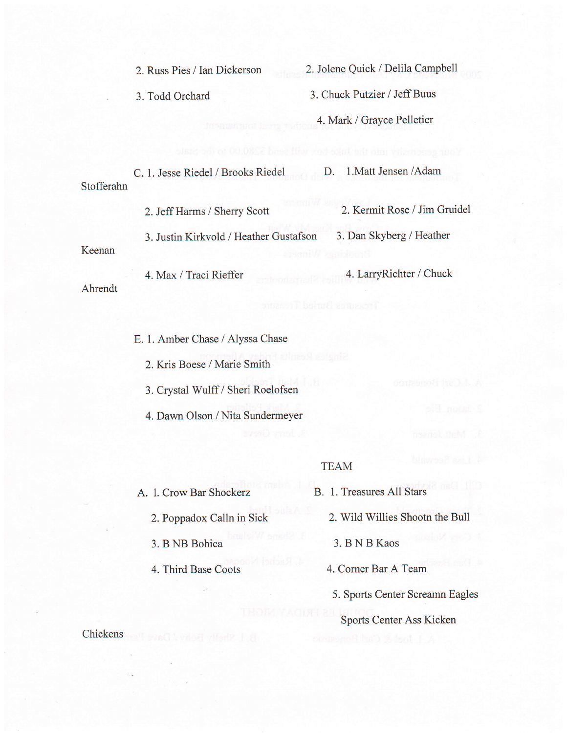2. Russ Pies / Ian Dickerson

3. Todd Orchard

2. Jolene Quick / Delila Campbell

3. Chuck Putzier / Jeff Buus

4. Mark / Grayce Pelletier

C. 1. Jesse Riedel / Brooks Riedel

2. Jeff Harms / Sherry Scott

3. Justin Kirkvold / Heather Gustafson

4. Max / Traci Rieffer

D. 1.Matt Jensen /Adam Stofferahn

2. Kermit Rose / Jim Gruidel

3. Dan Skyberg / Heather Keenan

4. LarryRichter / Chuck Ahrendt

E. 1. Amber Chase / Alyssa Chase

2. Kris Boese / Marie Smith

3. Crystal Wulff / Sheri Roelofsen

4. Dawn Olson / Nita Sundermeyer

TEAM

A. 1. Crow Bar Shockerz

2. Poppadox Calln in Sick

3. B NB Bohica

4. Third Base Coots

B. 1. Treasures All Stars

2. Wild Willies Shootn the Bull

3. B N B Kaos

4. Corner Bar A Team

5. Sports Center Screamn Eagles

Sports Center Ass Kicken Chickens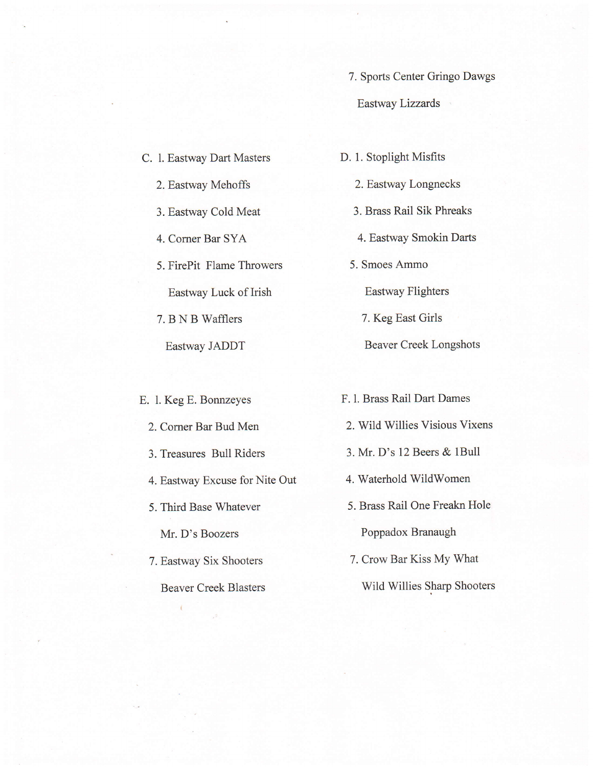7. Sports Center Gringo Dawgs

Eastway Lizzards

C. 1. Eastway Dart Masters

2. Eastway Mehoffs

3. Eastway Cold Meat

4. Corner Bar SYA

5. FirePit Flame Throwers

Eastway Luck of Irish

7. B N B Wafflers

Eastway JADDT

D. 1. Stoplight Misfits

2. Eastway Longnecks

3. Brass Rail Sik Phreaks

4. Eastway Smokin Darts

5. Smoes Ammo

Eastway Flighters

7. Keg East Girls

Beaver Creek Longshots

E. 1. Keg E. Bonnzeyes

2. Corner Bar Bud Men

3. Treasures Bull Riders

4. Eastway Excuse for Nite Out

5. Third Base Whatever

Mr. D's Boozers

7. Eastway Six Shooters

Beaver Creek Blasters

F. 1. Brass Rail Dart Dames

2. Wild Willies Visious Vixens

3. Mr. D's 12 Beers & 1Bull

4. Waterhold WildWomen

5. Brass Rail One Freakn Hole

Poppadox Branaugh

7. Crow Bar Kiss My What

Wild Willies Sharp Shooters